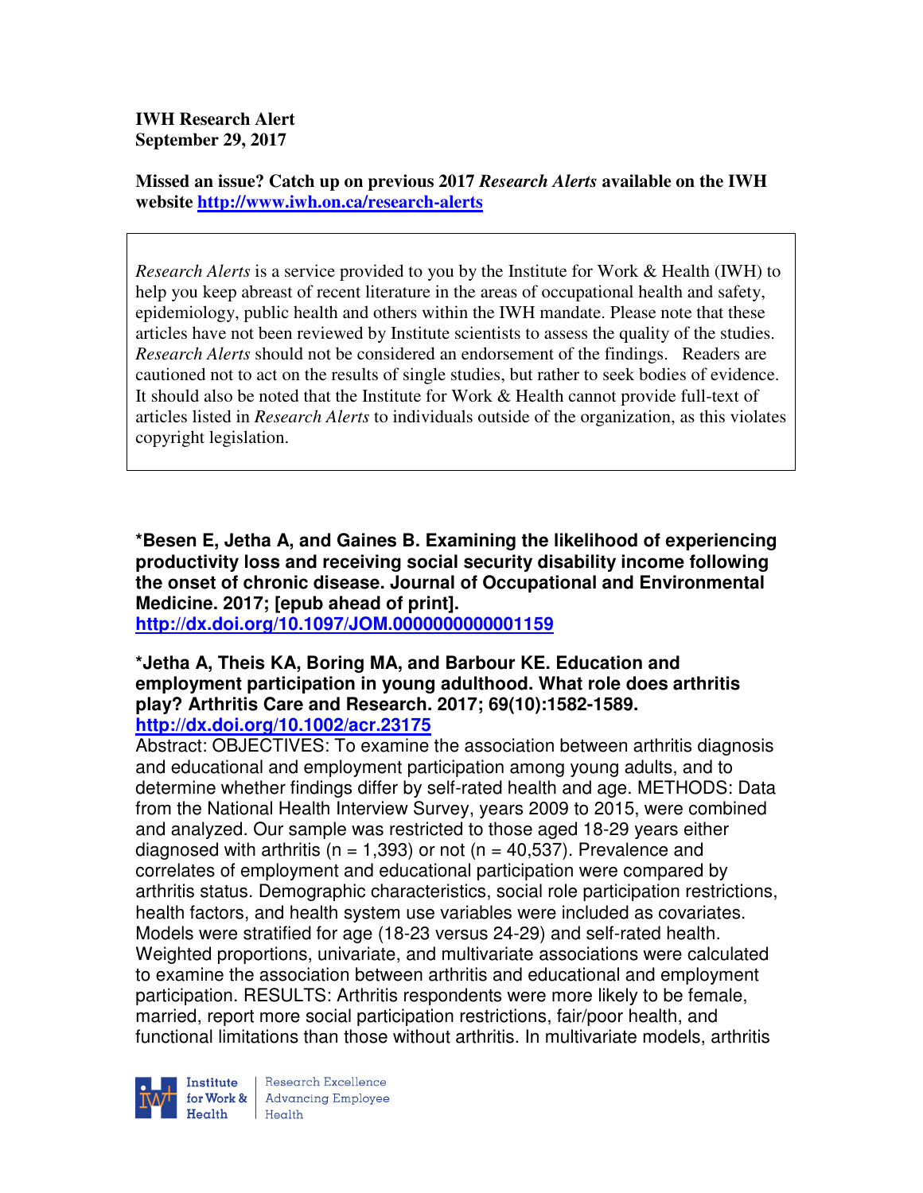**IWH Research Alert**
**September 29, 2017**

**Missed an issue? Catch up on previous 2017 *Research Alerts* available on the IWH website [http://www.iwh.on.ca/research-alerts](http://www.iwh.on.ca/research-alerts)**

> *Research Alerts* is a service provided to you by the Institute for Work & Health (IWH) to help you keep abreast of recent literature in the areas of occupational health and safety, epidemiology, public health and others within the IWH mandate. Please note that these articles have not been reviewed by Institute scientists to assess the quality of the studies. *Research Alerts* should not be considered an endorsement of the findings. Readers are cautioned not to act on the results of single studies, but rather to seek bodies of evidence. It should also be noted that the Institute for Work & Health cannot provide full-text of articles listed in *Research Alerts* to individuals outside of the organization, as this violates copyright legislation.

**\*Besen E, Jetha A, and Gaines B. Examining the likelihood of experiencing productivity loss and receiving social security disability income following the onset of chronic disease. Journal of Occupational and Environmental Medicine. 2017; [epub ahead of print].**
**[http://dx.doi.org/10.1097/JOM.0000000000001159](http://dx.doi.org/10.1097/JOM.0000000000001159)**

**\*Jetha A, Theis KA, Boring MA, and Barbour KE. Education and employment participation in young adulthood. What role does arthritis play? Arthritis Care and Research. 2017; 69(10):1582-1589.**
**[http://dx.doi.org/10.1002/acr.23175](http://dx.doi.org/10.1002/acr.23175)**

Abstract: OBJECTIVES: To examine the association between arthritis diagnosis and educational and employment participation among young adults, and to determine whether findings differ by self-rated health and age. METHODS: Data from the National Health Interview Survey, years 2009 to 2015, were combined and analyzed. Our sample was restricted to those aged 18-29 years either diagnosed with arthritis (n = 1,393) or not (n = 40,537). Prevalence and correlates of employment and educational participation were compared by arthritis status. Demographic characteristics, social role participation restrictions, health factors, and health system use variables were included as covariates. Models were stratified for age (18-23 versus 24-29) and self-rated health. Weighted proportions, univariate, and multivariate associations were calculated to examine the association between arthritis and educational and employment participation. RESULTS: Arthritis respondents were more likely to be female, married, report more social participation restrictions, fair/poor health, and functional limitations than those without arthritis. In multivariate models, arthritis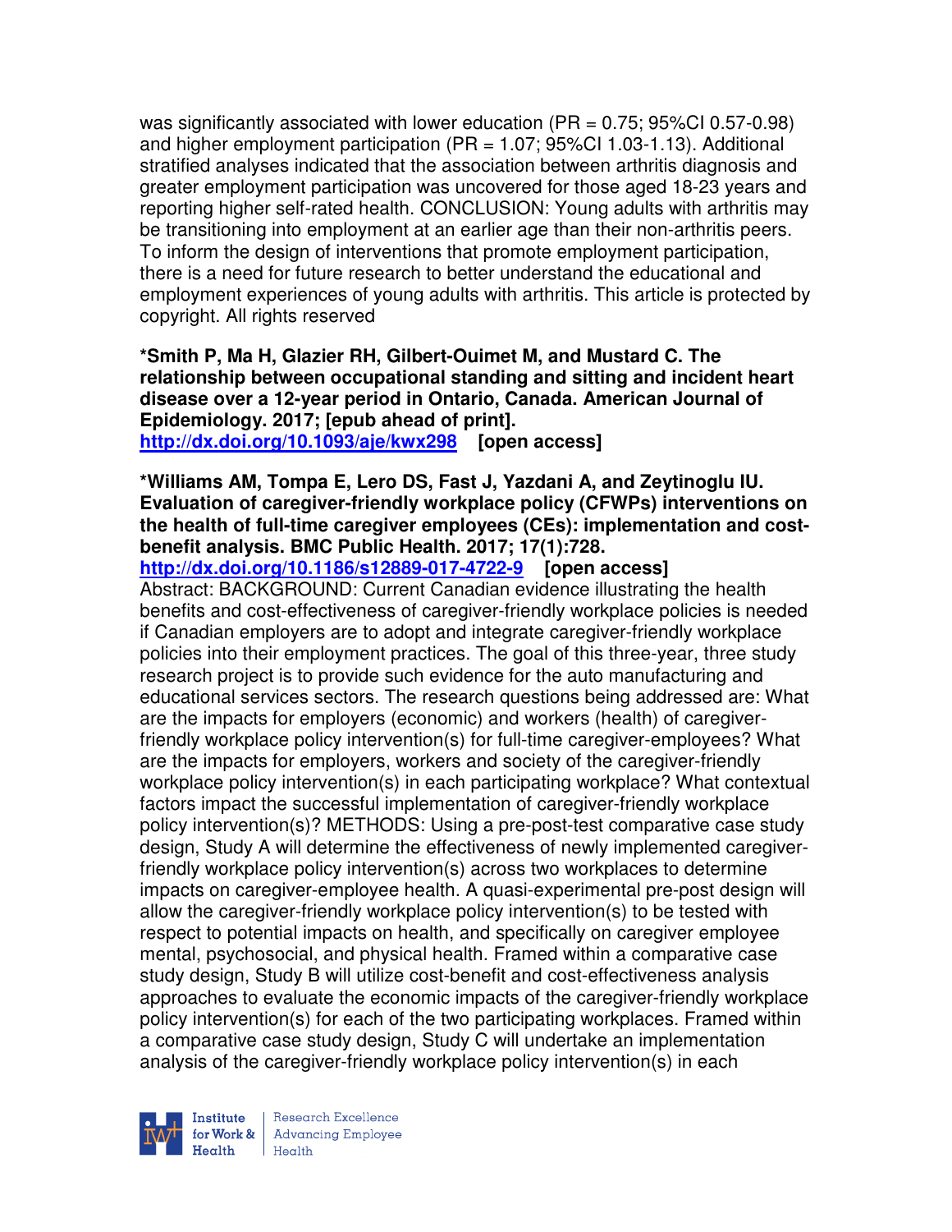was significantly associated with lower education (PR = 0.75; 95%CI 0.57-0.98) and higher employment participation (PR = 1.07; 95%CI 1.03-1.13). Additional stratified analyses indicated that the association between arthritis diagnosis and greater employment participation was uncovered for those aged 18-23 years and reporting higher self-rated health. CONCLUSION: Young adults with arthritis may be transitioning into employment at an earlier age than their non-arthritis peers. To inform the design of interventions that promote employment participation, there is a need for future research to better understand the educational and employment experiences of young adults with arthritis. This article is protected by copyright. All rights reserved

**\*Smith P, Ma H, Glazier RH, Gilbert-Ouimet M, and Mustard C. The relationship between occupational standing and sitting and incident heart disease over a 12-year period in Ontario, Canada. American Journal of Epidemiology. 2017; [epub ahead of print].**
**http://dx.doi.org/10.1093/aje/kwx298 [open access]**

**\*Williams AM, Tompa E, Lero DS, Fast J, Yazdani A, and Zeytinoglu IU. Evaluation of caregiver-friendly workplace policy (CFWPs) interventions on the health of full-time caregiver employees (CEs): implementation and cost-benefit analysis. BMC Public Health. 2017; 17(1):728.**
**http://dx.doi.org/10.1186/s12889-017-4722-9 [open access]**
Abstract: BACKGROUND: Current Canadian evidence illustrating the health benefits and cost-effectiveness of caregiver-friendly workplace policies is needed if Canadian employers are to adopt and integrate caregiver-friendly workplace policies into their employment practices. The goal of this three-year, three study research project is to provide such evidence for the auto manufacturing and educational services sectors. The research questions being addressed are: What are the impacts for employers (economic) and workers (health) of caregiver-friendly workplace policy intervention(s) for full-time caregiver-employees? What are the impacts for employers, workers and society of the caregiver-friendly workplace policy intervention(s) in each participating workplace? What contextual factors impact the successful implementation of caregiver-friendly workplace policy intervention(s)? METHODS: Using a pre-post-test comparative case study design, Study A will determine the effectiveness of newly implemented caregiver-friendly workplace policy intervention(s) across two workplaces to determine impacts on caregiver-employee health. A quasi-experimental pre-post design will allow the caregiver-friendly workplace policy intervention(s) to be tested with respect to potential impacts on health, and specifically on caregiver employee mental, psychosocial, and physical health. Framed within a comparative case study design, Study B will utilize cost-benefit and cost-effectiveness analysis approaches to evaluate the economic impacts of the caregiver-friendly workplace policy intervention(s) for each of the two participating workplaces. Framed within a comparative case study design, Study C will undertake an implementation analysis of the caregiver-friendly workplace policy intervention(s) in each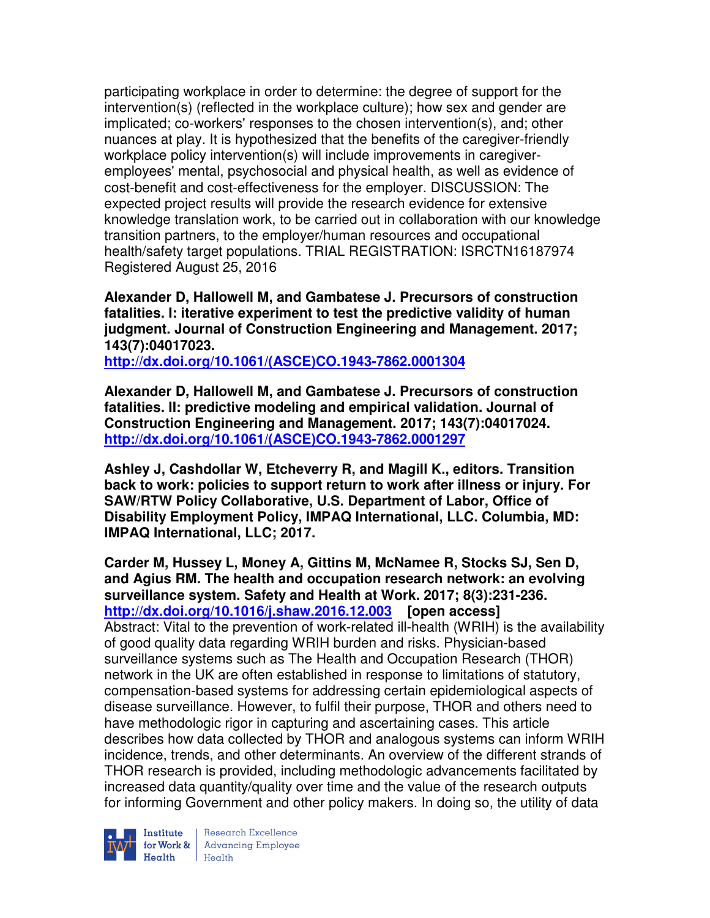participating workplace in order to determine: the degree of support for the intervention(s) (reflected in the workplace culture); how sex and gender are implicated; co-workers' responses to the chosen intervention(s), and; other nuances at play. It is hypothesized that the benefits of the caregiver-friendly workplace policy intervention(s) will include improvements in caregiver-employees' mental, psychosocial and physical health, as well as evidence of cost-benefit and cost-effectiveness for the employer. DISCUSSION: The expected project results will provide the research evidence for extensive knowledge translation work, to be carried out in collaboration with our knowledge transition partners, to the employer/human resources and occupational health/safety target populations. TRIAL REGISTRATION: ISRCTN16187974 Registered August 25, 2016

**Alexander D, Hallowell M, and Gambatese J. Precursors of construction fatalities. I: iterative experiment to test the predictive validity of human judgment. Journal of Construction Engineering and Management. 2017; 143(7):04017023.**
**http://dx.doi.org/10.1061/(ASCE)CO.1943-7862.0001304**

**Alexander D, Hallowell M, and Gambatese J. Precursors of construction fatalities. II: predictive modeling and empirical validation. Journal of Construction Engineering and Management. 2017; 143(7):04017024.**
**http://dx.doi.org/10.1061/(ASCE)CO.1943-7862.0001297**

**Ashley J, Cashdollar W, Etcheverry R, and Magill K., editors. Transition back to work: policies to support return to work after illness or injury. For SAW/RTW Policy Collaborative, U.S. Department of Labor, Office of Disability Employment Policy, IMPAQ International, LLC. Columbia, MD: IMPAQ International, LLC; 2017.**

**Carder M, Hussey L, Money A, Gittins M, McNamee R, Stocks SJ, Sen D, and Agius RM. The health and occupation research network: an evolving surveillance system. Safety and Health at Work. 2017; 8(3):231-236.**
**http://dx.doi.org/10.1016/j.shaw.2016.12.003 [open access]**
Abstract: Vital to the prevention of work-related ill-health (WRIH) is the availability of good quality data regarding WRIH burden and risks. Physician-based surveillance systems such as The Health and Occupation Research (THOR) network in the UK are often established in response to limitations of statutory, compensation-based systems for addressing certain epidemiological aspects of disease surveillance. However, to fulfil their purpose, THOR and others need to have methodologic rigor in capturing and ascertaining cases. This article describes how data collected by THOR and analogous systems can inform WRIH incidence, trends, and other determinants. An overview of the different strands of THOR research is provided, including methodologic advancements facilitated by increased data quantity/quality over time and the value of the research outputs for informing Government and other policy makers. In doing so, the utility of data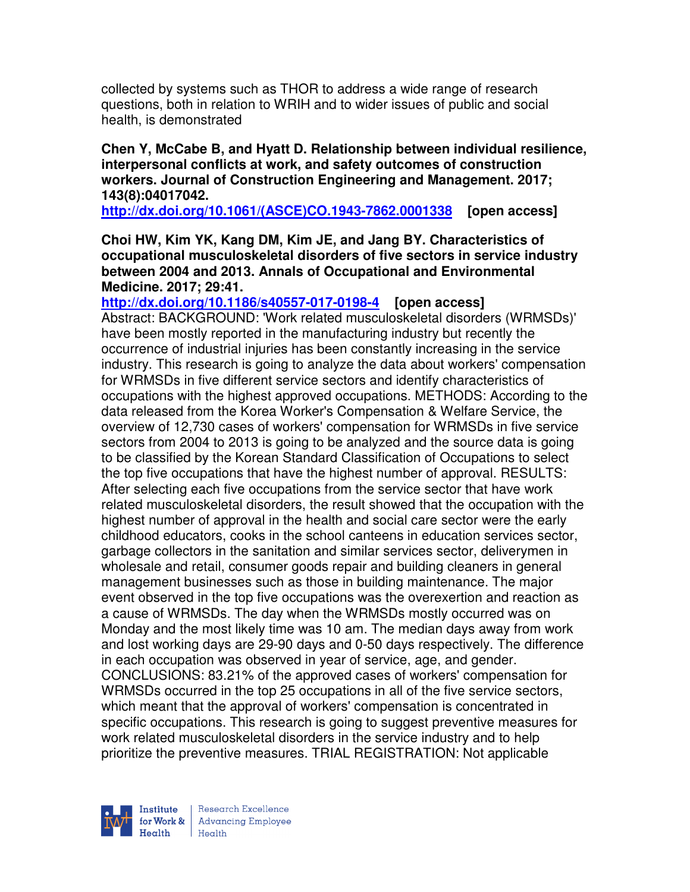collected by systems such as THOR to address a wide range of research questions, both in relation to WRIH and to wider issues of public and social health, is demonstrated

**Chen Y, McCabe B, and Hyatt D. Relationship between individual resilience, interpersonal conflicts at work, and safety outcomes of construction workers. Journal of Construction Engineering and Management. 2017; 143(8):04017042.**
**http://dx.doi.org/10.1061/(ASCE)CO.1943-7862.0001338 [open access]**

**Choi HW, Kim YK, Kang DM, Kim JE, and Jang BY. Characteristics of occupational musculoskeletal disorders of five sectors in service industry between 2004 and 2013. Annals of Occupational and Environmental Medicine. 2017; 29:41.**
**http://dx.doi.org/10.1186/s40557-017-0198-4 [open access]**
Abstract: BACKGROUND: 'Work related musculoskeletal disorders (WRMSDs)' have been mostly reported in the manufacturing industry but recently the occurrence of industrial injuries has been constantly increasing in the service industry. This research is going to analyze the data about workers' compensation for WRMSDs in five different service sectors and identify characteristics of occupations with the highest approved occupations. METHODS: According to the data released from the Korea Worker's Compensation & Welfare Service, the overview of 12,730 cases of workers' compensation for WRMSDs in five service sectors from 2004 to 2013 is going to be analyzed and the source data is going to be classified by the Korean Standard Classification of Occupations to select the top five occupations that have the highest number of approval. RESULTS: After selecting each five occupations from the service sector that have work related musculoskeletal disorders, the result showed that the occupation with the highest number of approval in the health and social care sector were the early childhood educators, cooks in the school canteens in education services sector, garbage collectors in the sanitation and similar services sector, deliverymen in wholesale and retail, consumer goods repair and building cleaners in general management businesses such as those in building maintenance. The major event observed in the top five occupations was the overexertion and reaction as a cause of WRMSDs. The day when the WRMSDs mostly occurred was on Monday and the most likely time was 10 am. The median days away from work and lost working days are 29-90 days and 0-50 days respectively. The difference in each occupation was observed in year of service, age, and gender. CONCLUSIONS: 83.21% of the approved cases of workers' compensation for WRMSDs occurred in the top 25 occupations in all of the five service sectors, which meant that the approval of workers' compensation is concentrated in specific occupations. This research is going to suggest preventive measures for work related musculoskeletal disorders in the service industry and to help prioritize the preventive measures. TRIAL REGISTRATION: Not applicable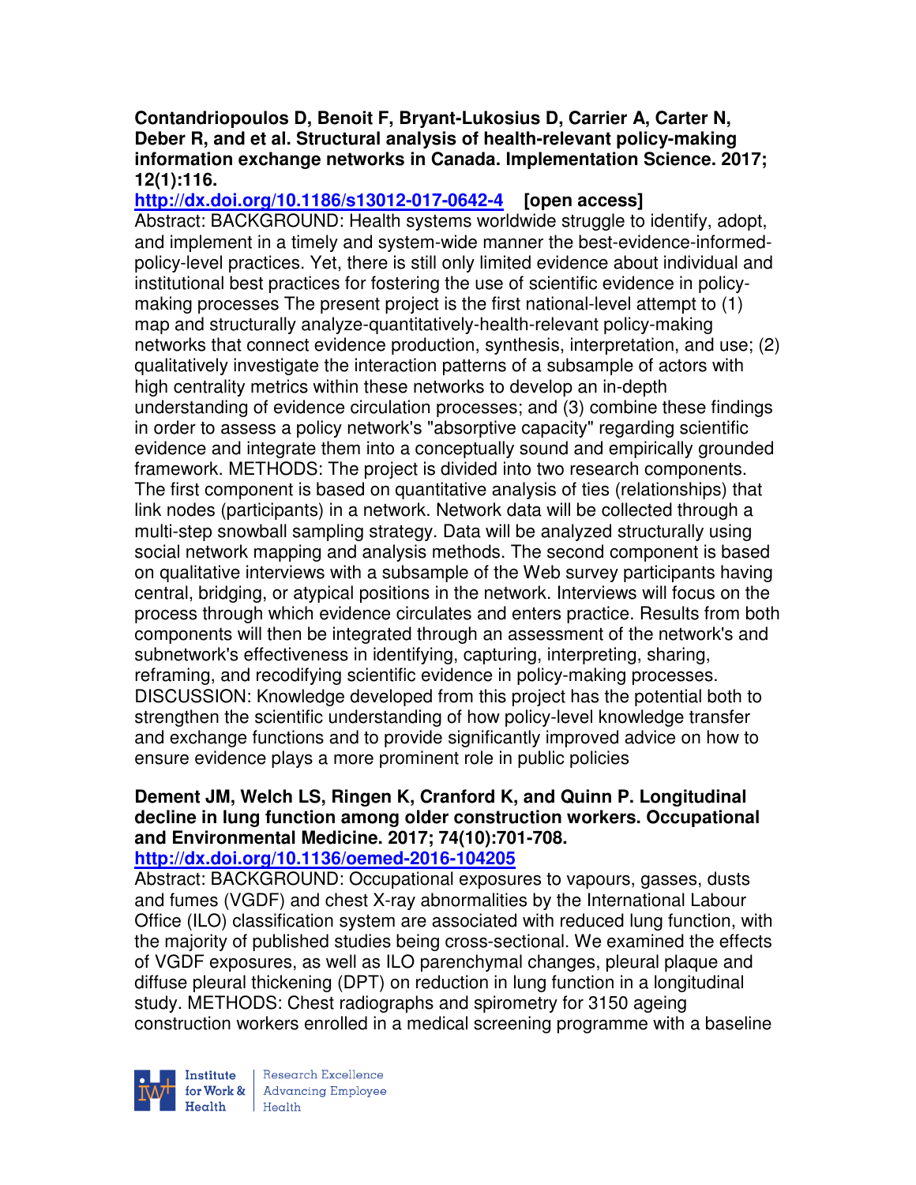**Contandriopoulos D, Benoit F, Bryant-Lukosius D, Carrier A, Carter N, Deber R, and et al. Structural analysis of health-relevant policy-making information exchange networks in Canada. Implementation Science. 2017; 12(1):116.**

**http://dx.doi.org/10.1186/s13012-017-0642-4 [open access]**

Abstract: BACKGROUND: Health systems worldwide struggle to identify, adopt, and implement in a timely and system-wide manner the best-evidence-informed-policy-level practices. Yet, there is still only limited evidence about individual and institutional best practices for fostering the use of scientific evidence in policy-making processes The present project is the first national-level attempt to (1) map and structurally analyze-quantitatively-health-relevant policy-making networks that connect evidence production, synthesis, interpretation, and use; (2) qualitatively investigate the interaction patterns of a subsample of actors with high centrality metrics within these networks to develop an in-depth understanding of evidence circulation processes; and (3) combine these findings in order to assess a policy network's "absorptive capacity" regarding scientific evidence and integrate them into a conceptually sound and empirically grounded framework. METHODS: The project is divided into two research components. The first component is based on quantitative analysis of ties (relationships) that link nodes (participants) in a network. Network data will be collected through a multi-step snowball sampling strategy. Data will be analyzed structurally using social network mapping and analysis methods. The second component is based on qualitative interviews with a subsample of the Web survey participants having central, bridging, or atypical positions in the network. Interviews will focus on the process through which evidence circulates and enters practice. Results from both components will then be integrated through an assessment of the network's and subnetwork's effectiveness in identifying, capturing, interpreting, sharing, reframing, and recodifying scientific evidence in policy-making processes. DISCUSSION: Knowledge developed from this project has the potential both to strengthen the scientific understanding of how policy-level knowledge transfer and exchange functions and to provide significantly improved advice on how to ensure evidence plays a more prominent role in public policies

**Dement JM, Welch LS, Ringen K, Cranford K, and Quinn P. Longitudinal decline in lung function among older construction workers. Occupational and Environmental Medicine. 2017; 74(10):701-708.**

**http://dx.doi.org/10.1136/oemed-2016-104205**

Abstract: BACKGROUND: Occupational exposures to vapours, gasses, dusts and fumes (VGDF) and chest X-ray abnormalities by the International Labour Office (ILO) classification system are associated with reduced lung function, with the majority of published studies being cross-sectional. We examined the effects of VGDF exposures, as well as ILO parenchymal changes, pleural plaque and diffuse pleural thickening (DPT) on reduction in lung function in a longitudinal study. METHODS: Chest radiographs and spirometry for 3150 ageing construction workers enrolled in a medical screening programme with a baseline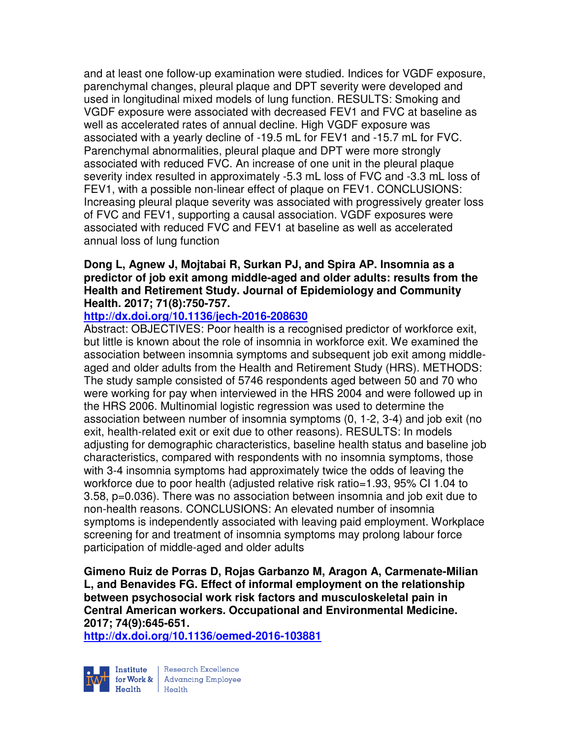and at least one follow-up examination were studied. Indices for VGDF exposure, parenchymal changes, pleural plaque and DPT severity were developed and used in longitudinal mixed models of lung function. RESULTS: Smoking and VGDF exposure were associated with decreased FEV1 and FVC at baseline as well as accelerated rates of annual decline. High VGDF exposure was associated with a yearly decline of -19.5 mL for FEV1 and -15.7 mL for FVC. Parenchymal abnormalities, pleural plaque and DPT were more strongly associated with reduced FVC. An increase of one unit in the pleural plaque severity index resulted in approximately -5.3 mL loss of FVC and -3.3 mL loss of FEV1, with a possible non-linear effect of plaque on FEV1. CONCLUSIONS: Increasing pleural plaque severity was associated with progressively greater loss of FVC and FEV1, supporting a causal association. VGDF exposures were associated with reduced FVC and FEV1 at baseline as well as accelerated annual loss of lung function

**Dong L, Agnew J, Mojtabai R, Surkan PJ, and Spira AP. Insomnia as a predictor of job exit among middle-aged and older adults: results from the Health and Retirement Study. Journal of Epidemiology and Community Health. 2017; 71(8):750-757.**

**http://dx.doi.org/10.1136/jech-2016-208630**

Abstract: OBJECTIVES: Poor health is a recognised predictor of workforce exit, but little is known about the role of insomnia in workforce exit. We examined the association between insomnia symptoms and subsequent job exit among middle-aged and older adults from the Health and Retirement Study (HRS). METHODS: The study sample consisted of 5746 respondents aged between 50 and 70 who were working for pay when interviewed in the HRS 2004 and were followed up in the HRS 2006. Multinomial logistic regression was used to determine the association between number of insomnia symptoms (0, 1-2, 3-4) and job exit (no exit, health-related exit or exit due to other reasons). RESULTS: In models adjusting for demographic characteristics, baseline health status and baseline job characteristics, compared with respondents with no insomnia symptoms, those with 3-4 insomnia symptoms had approximately twice the odds of leaving the workforce due to poor health (adjusted relative risk ratio=1.93, 95% CI 1.04 to 3.58, p=0.036). There was no association between insomnia and job exit due to non-health reasons. CONCLUSIONS: An elevated number of insomnia symptoms is independently associated with leaving paid employment. Workplace screening for and treatment of insomnia symptoms may prolong labour force participation of middle-aged and older adults

**Gimeno Ruiz de Porras D, Rojas Garbanzo M, Aragon A, Carmenate-Milian L, and Benavides FG. Effect of informal employment on the relationship between psychosocial work risk factors and musculoskeletal pain in Central American workers. Occupational and Environmental Medicine. 2017; 74(9):645-651.**

**http://dx.doi.org/10.1136/oemed-2016-103881**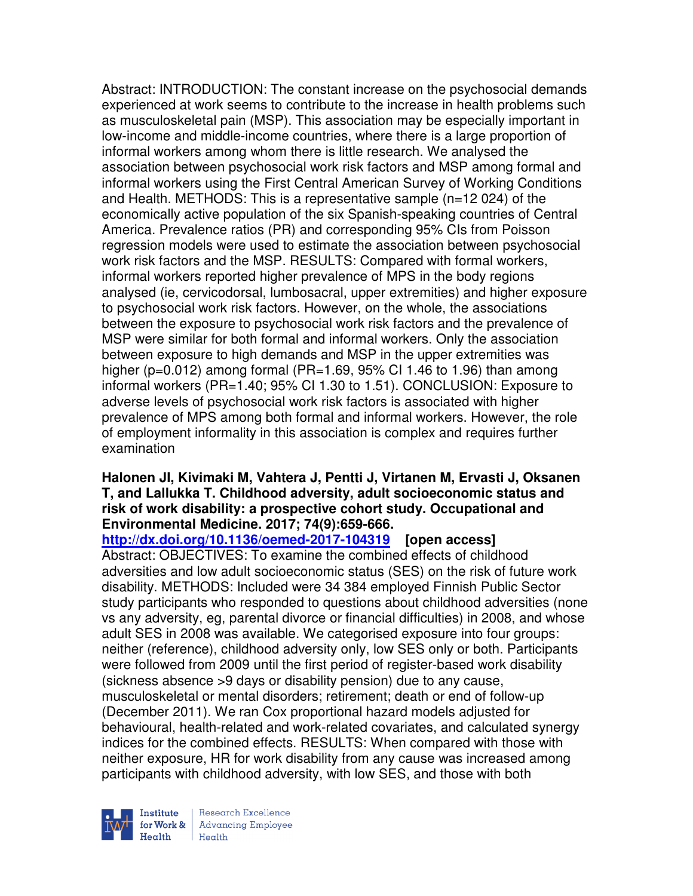Abstract: INTRODUCTION: The constant increase on the psychosocial demands experienced at work seems to contribute to the increase in health problems such as musculoskeletal pain (MSP). This association may be especially important in low-income and middle-income countries, where there is a large proportion of informal workers among whom there is little research. We analysed the association between psychosocial work risk factors and MSP among formal and informal workers using the First Central American Survey of Working Conditions and Health. METHODS: This is a representative sample (n=12 024) of the economically active population of the six Spanish-speaking countries of Central America. Prevalence ratios (PR) and corresponding 95% CIs from Poisson regression models were used to estimate the association between psychosocial work risk factors and the MSP. RESULTS: Compared with formal workers, informal workers reported higher prevalence of MPS in the body regions analysed (ie, cervicodorsal, lumbosacral, upper extremities) and higher exposure to psychosocial work risk factors. However, on the whole, the associations between the exposure to psychosocial work risk factors and the prevalence of MSP were similar for both formal and informal workers. Only the association between exposure to high demands and MSP in the upper extremities was higher (p=0.012) among formal (PR=1.69, 95% CI 1.46 to 1.96) than among informal workers (PR=1.40; 95% CI 1.30 to 1.51). CONCLUSION: Exposure to adverse levels of psychosocial work risk factors is associated with higher prevalence of MPS among both formal and informal workers. However, the role of employment informality in this association is complex and requires further examination

**Halonen JI, Kivimaki M, Vahtera J, Pentti J, Virtanen M, Ervasti J, Oksanen T, and Lallukka T. Childhood adversity, adult socioeconomic status and risk of work disability: a prospective cohort study. Occupational and Environmental Medicine. 2017; 74(9):659-666.**

**http://dx.doi.org/10.1136/oemed-2017-104319** **[open access]**

Abstract: OBJECTIVES: To examine the combined effects of childhood adversities and low adult socioeconomic status (SES) on the risk of future work disability. METHODS: Included were 34 384 employed Finnish Public Sector study participants who responded to questions about childhood adversities (none vs any adversity, eg, parental divorce or financial difficulties) in 2008, and whose adult SES in 2008 was available. We categorised exposure into four groups: neither (reference), childhood adversity only, low SES only or both. Participants were followed from 2009 until the first period of register-based work disability (sickness absence >9 days or disability pension) due to any cause, musculoskeletal or mental disorders; retirement; death or end of follow-up (December 2011). We ran Cox proportional hazard models adjusted for behavioural, health-related and work-related covariates, and calculated synergy indices for the combined effects. RESULTS: When compared with those with neither exposure, HR for work disability from any cause was increased among participants with childhood adversity, with low SES, and those with both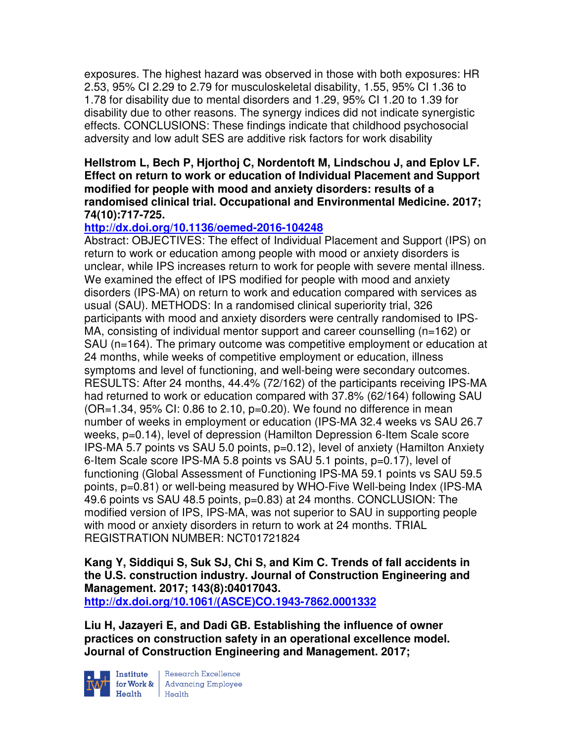exposures. The highest hazard was observed in those with both exposures: HR 2.53, 95% CI 2.29 to 2.79 for musculoskeletal disability, 1.55, 95% CI 1.36 to 1.78 for disability due to mental disorders and 1.29, 95% CI 1.20 to 1.39 for disability due to other reasons. The synergy indices did not indicate synergistic effects. CONCLUSIONS: These findings indicate that childhood psychosocial adversity and low adult SES are additive risk factors for work disability

**Hellstrom L, Bech P, Hjorthoj C, Nordentoft M, Lindschou J, and Eplov LF. Effect on return to work or education of Individual Placement and Support modified for people with mood and anxiety disorders: results of a randomised clinical trial. Occupational and Environmental Medicine. 2017; 74(10):717-725.**

**http://dx.doi.org/10.1136/oemed-2016-104248**

Abstract: OBJECTIVES: The effect of Individual Placement and Support (IPS) on return to work or education among people with mood or anxiety disorders is unclear, while IPS increases return to work for people with severe mental illness. We examined the effect of IPS modified for people with mood and anxiety disorders (IPS-MA) on return to work and education compared with services as usual (SAU). METHODS: In a randomised clinical superiority trial, 326 participants with mood and anxiety disorders were centrally randomised to IPS-MA, consisting of individual mentor support and career counselling (n=162) or SAU (n=164). The primary outcome was competitive employment or education at 24 months, while weeks of competitive employment or education, illness symptoms and level of functioning, and well-being were secondary outcomes. RESULTS: After 24 months, 44.4% (72/162) of the participants receiving IPS-MA had returned to work or education compared with 37.8% (62/164) following SAU (OR=1.34, 95% CI: 0.86 to 2.10, p=0.20). We found no difference in mean number of weeks in employment or education (IPS-MA 32.4 weeks vs SAU 26.7 weeks, p=0.14), level of depression (Hamilton Depression 6-Item Scale score IPS-MA 5.7 points vs SAU 5.0 points, p=0.12), level of anxiety (Hamilton Anxiety 6-Item Scale score IPS-MA 5.8 points vs SAU 5.1 points, p=0.17), level of functioning (Global Assessment of Functioning IPS-MA 59.1 points vs SAU 59.5 points, p=0.81) or well-being measured by WHO-Five Well-being Index (IPS-MA 49.6 points vs SAU 48.5 points, p=0.83) at 24 months. CONCLUSION: The modified version of IPS, IPS-MA, was not superior to SAU in supporting people with mood or anxiety disorders in return to work at 24 months. TRIAL REGISTRATION NUMBER: NCT01721824

**Kang Y, Siddiqui S, Suk SJ, Chi S, and Kim C. Trends of fall accidents in the U.S. construction industry. Journal of Construction Engineering and Management. 2017; 143(8):04017043.**

**http://dx.doi.org/10.1061/(ASCE)CO.1943-7862.0001332**

**Liu H, Jazayeri E, and Dadi GB. Establishing the influence of owner practices on construction safety in an operational excellence model. Journal of Construction Engineering and Management. 2017;**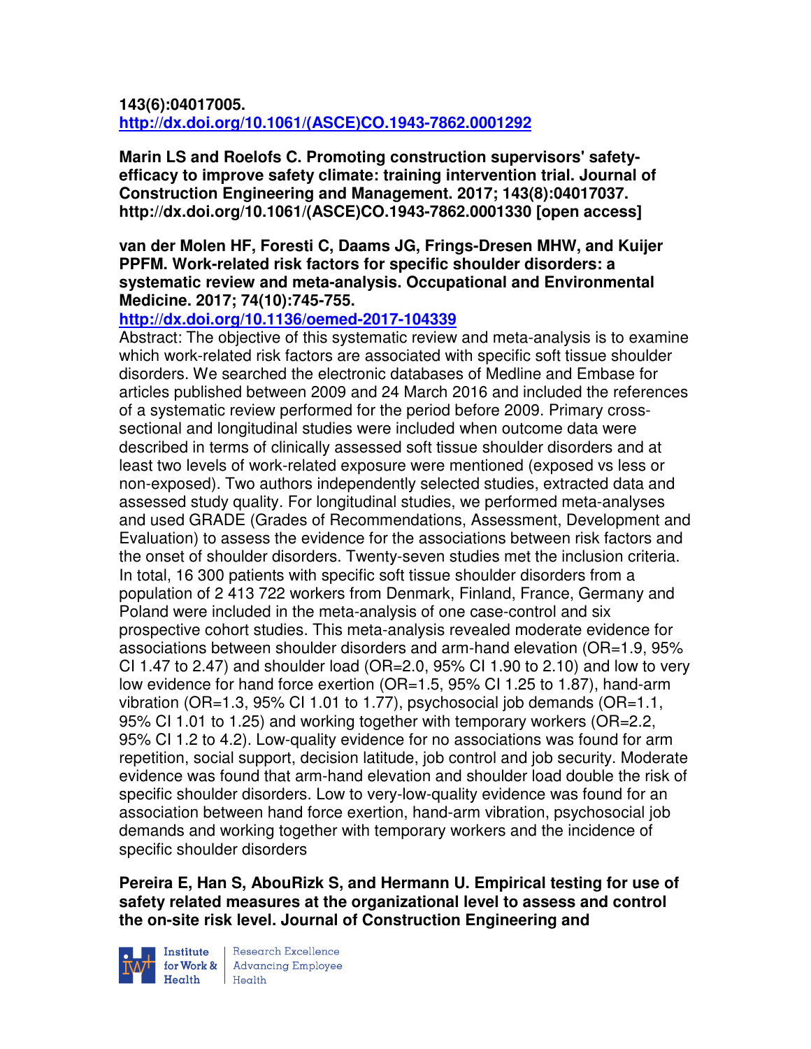**143(6):04017005.**
**http://dx.doi.org/10.1061/(ASCE)CO.1943-7862.0001292**

**Marin LS and Roelofs C. Promoting construction supervisors' safety-efficacy to improve safety climate: training intervention trial. Journal of Construction Engineering and Management. 2017; 143(8):04017037. http://dx.doi.org/10.1061/(ASCE)CO.1943-7862.0001330 [open access]**

**van der Molen HF, Foresti C, Daams JG, Frings-Dresen MHW, and Kuijer PPFM. Work-related risk factors for specific shoulder disorders: a systematic review and meta-analysis. Occupational and Environmental Medicine. 2017; 74(10):745-755.**
**http://dx.doi.org/10.1136/oemed-2017-104339**
Abstract: The objective of this systematic review and meta-analysis is to examine which work-related risk factors are associated with specific soft tissue shoulder disorders. We searched the electronic databases of Medline and Embase for articles published between 2009 and 24 March 2016 and included the references of a systematic review performed for the period before 2009. Primary cross-sectional and longitudinal studies were included when outcome data were described in terms of clinically assessed soft tissue shoulder disorders and at least two levels of work-related exposure were mentioned (exposed vs less or non-exposed). Two authors independently selected studies, extracted data and assessed study quality. For longitudinal studies, we performed meta-analyses and used GRADE (Grades of Recommendations, Assessment, Development and Evaluation) to assess the evidence for the associations between risk factors and the onset of shoulder disorders. Twenty-seven studies met the inclusion criteria. In total, 16 300 patients with specific soft tissue shoulder disorders from a population of 2 413 722 workers from Denmark, Finland, France, Germany and Poland were included in the meta-analysis of one case-control and six prospective cohort studies. This meta-analysis revealed moderate evidence for associations between shoulder disorders and arm-hand elevation (OR=1.9, 95% CI 1.47 to 2.47) and shoulder load (OR=2.0, 95% CI 1.90 to 2.10) and low to very low evidence for hand force exertion (OR=1.5, 95% CI 1.25 to 1.87), hand-arm vibration (OR=1.3, 95% CI 1.01 to 1.77), psychosocial job demands (OR=1.1, 95% CI 1.01 to 1.25) and working together with temporary workers (OR=2.2, 95% CI 1.2 to 4.2). Low-quality evidence for no associations was found for arm repetition, social support, decision latitude, job control and job security. Moderate evidence was found that arm-hand elevation and shoulder load double the risk of specific shoulder disorders. Low to very-low-quality evidence was found for an association between hand force exertion, hand-arm vibration, psychosocial job demands and working together with temporary workers and the incidence of specific shoulder disorders

**Pereira E, Han S, AbouRizk S, and Hermann U. Empirical testing for use of safety related measures at the organizational level to assess and control the on-site risk level. Journal of Construction Engineering and**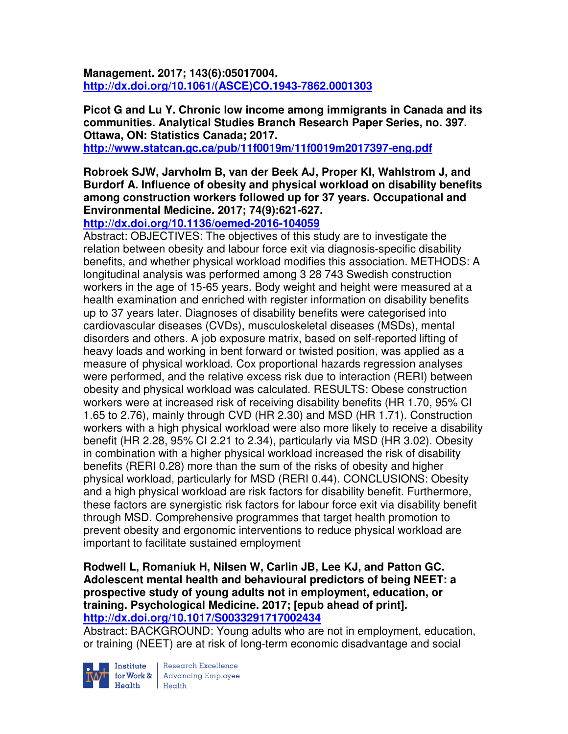**Management. 2017; 143(6):05017004.**
**http://dx.doi.org/10.1061/(ASCE)CO.1943-7862.0001303**

**Picot G and Lu Y. Chronic low income among immigrants in Canada and its communities. Analytical Studies Branch Research Paper Series, no. 397. Ottawa, ON: Statistics Canada; 2017.**
**http://www.statcan.gc.ca/pub/11f0019m/11f0019m2017397-eng.pdf**

**Robroek SJW, Jarvholm B, van der Beek AJ, Proper KI, Wahlstrom J, and Burdorf A. Influence of obesity and physical workload on disability benefits among construction workers followed up for 37 years. Occupational and Environmental Medicine. 2017; 74(9):621-627.**
**http://dx.doi.org/10.1136/oemed-2016-104059**
Abstract: OBJECTIVES: The objectives of this study are to investigate the relation between obesity and labour force exit via diagnosis-specific disability benefits, and whether physical workload modifies this association. METHODS: A longitudinal analysis was performed among 3 28 743 Swedish construction workers in the age of 15-65 years. Body weight and height were measured at a health examination and enriched with register information on disability benefits up to 37 years later. Diagnoses of disability benefits were categorised into cardiovascular diseases (CVDs), musculoskeletal diseases (MSDs), mental disorders and others. A job exposure matrix, based on self-reported lifting of heavy loads and working in bent forward or twisted position, was applied as a measure of physical workload. Cox proportional hazards regression analyses were performed, and the relative excess risk due to interaction (RERI) between obesity and physical workload was calculated. RESULTS: Obese construction workers were at increased risk of receiving disability benefits (HR 1.70, 95% CI 1.65 to 2.76), mainly through CVD (HR 2.30) and MSD (HR 1.71). Construction workers with a high physical workload were also more likely to receive a disability benefit (HR 2.28, 95% CI 2.21 to 2.34), particularly via MSD (HR 3.02). Obesity in combination with a higher physical workload increased the risk of disability benefits (RERI 0.28) more than the sum of the risks of obesity and higher physical workload, particularly for MSD (RERI 0.44). CONCLUSIONS: Obesity and a high physical workload are risk factors for disability benefit. Furthermore, these factors are synergistic risk factors for labour force exit via disability benefit through MSD. Comprehensive programmes that target health promotion to prevent obesity and ergonomic interventions to reduce physical workload are important to facilitate sustained employment

**Rodwell L, Romaniuk H, Nilsen W, Carlin JB, Lee KJ, and Patton GC. Adolescent mental health and behavioural predictors of being NEET: a prospective study of young adults not in employment, education, or training. Psychological Medicine. 2017; [epub ahead of print].**
**http://dx.doi.org/10.1017/S0033291717002434**
Abstract: BACKGROUND: Young adults who are not in employment, education, or training (NEET) are at risk of long-term economic disadvantage and social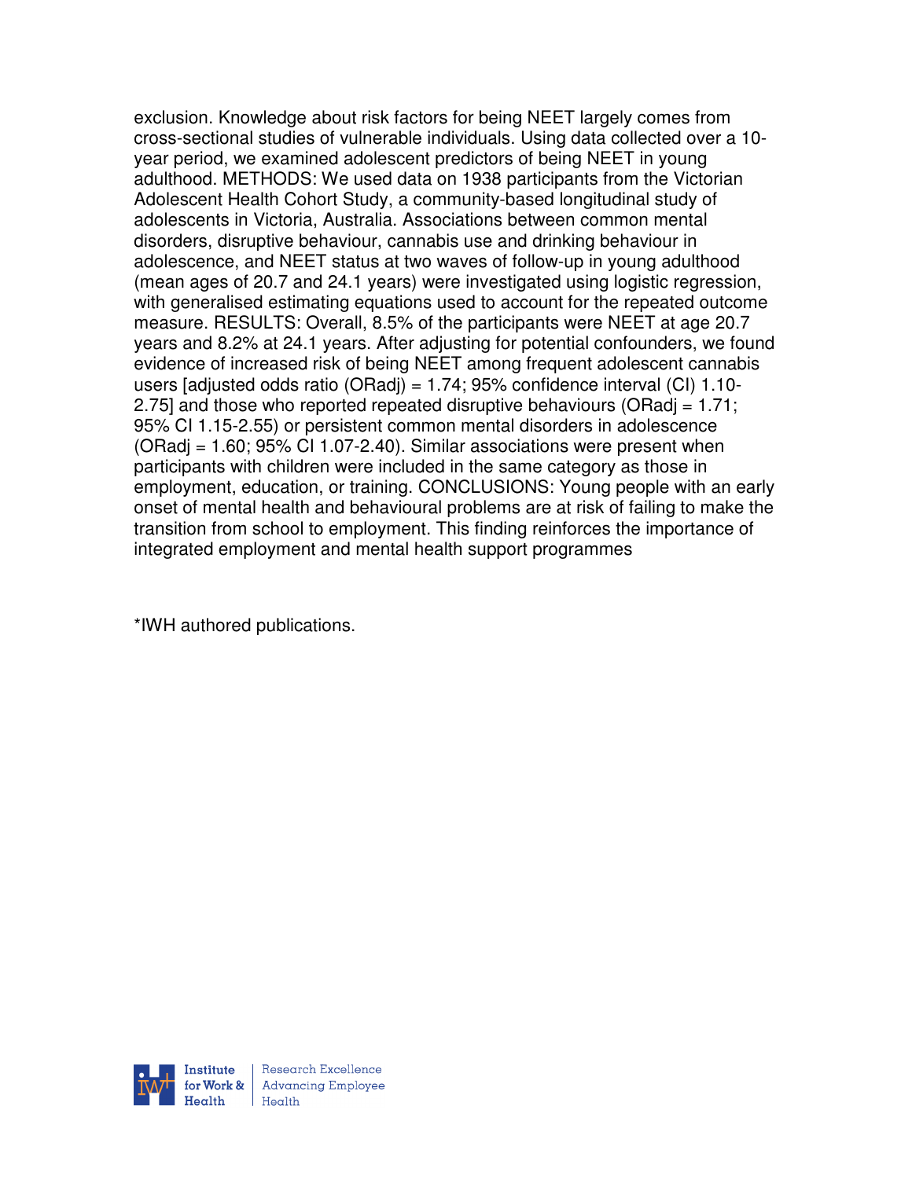exclusion. Knowledge about risk factors for being NEET largely comes from cross-sectional studies of vulnerable individuals. Using data collected over a 10-year period, we examined adolescent predictors of being NEET in young adulthood. METHODS: We used data on 1938 participants from the Victorian Adolescent Health Cohort Study, a community-based longitudinal study of adolescents in Victoria, Australia. Associations between common mental disorders, disruptive behaviour, cannabis use and drinking behaviour in adolescence, and NEET status at two waves of follow-up in young adulthood (mean ages of 20.7 and 24.1 years) were investigated using logistic regression, with generalised estimating equations used to account for the repeated outcome measure. RESULTS: Overall, 8.5% of the participants were NEET at age 20.7 years and 8.2% at 24.1 years. After adjusting for potential confounders, we found evidence of increased risk of being NEET among frequent adolescent cannabis users [adjusted odds ratio (ORadj) = 1.74; 95% confidence interval (CI) 1.10-2.75] and those who reported repeated disruptive behaviours (ORadj = 1.71; 95% CI 1.15-2.55) or persistent common mental disorders in adolescence (ORadj = 1.60; 95% CI 1.07-2.40). Similar associations were present when participants with children were included in the same category as those in employment, education, or training. CONCLUSIONS: Young people with an early onset of mental health and behavioural problems are at risk of failing to make the transition from school to employment. This finding reinforces the importance of integrated employment and mental health support programmes

*IWH authored publications.